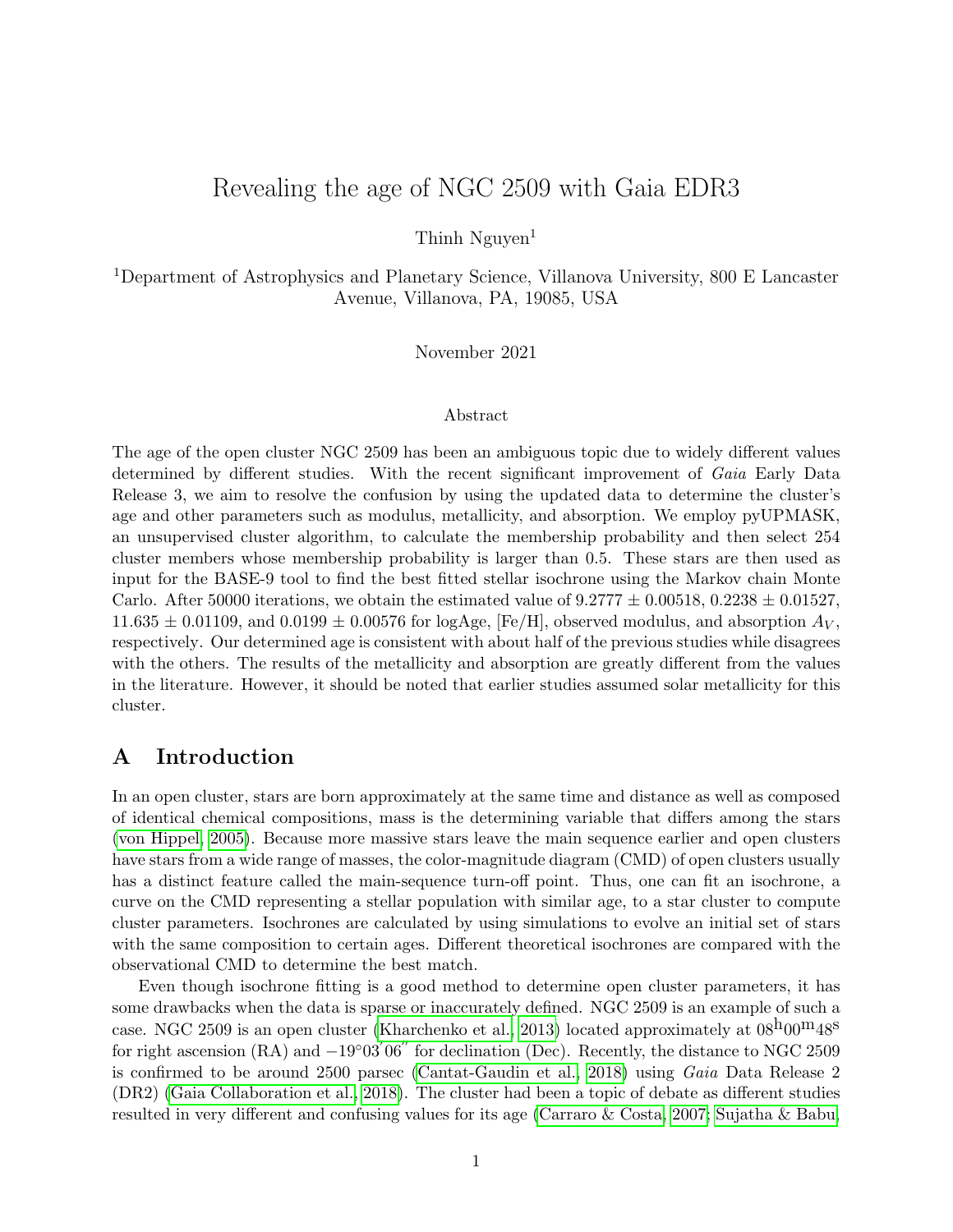# Revealing the age of NGC 2509 with Gaia EDR3

Thinh Nguyen[1]

[1]Department of Astrophysics and Planetary Science, Villanova University, 800 E Lancaster Avenue, Villanova, PA, 19085, USA

November 2021

### Abstract

The age of the open cluster NGC 2509 has been an ambiguous topic due to widely different values determined by different studies. With the recent significant improvement of *Gaia* Early Data Release 3, we aim to resolve the confusion by using the updated data to determine the cluster's age and other parameters such as modulus, metallicity, and absorption. We employ pyUPMASK, an unsupervised cluster algorithm, to calculate the membership probability and then select 254 cluster members whose membership probability is larger than 0.5. These stars are then used as input for the BASE-9 tool to find the best fitted stellar isochrone using the Markov chain Monte Carlo. After 50000 iterations, we obtain the estimated value of $9.2777 \pm 0.00518$, $0.2238 \pm 0.01527$, $11.635 \pm 0.01109$, and $0.0199 \pm 0.00576$ for logAge, [Fe/H], observed modulus, and absorption $A_V$, respectively. Our determined age is consistent with about half of the previous studies while disagrees with the others. The results of the metallicity and absorption are greatly different from the values in the literature. However, it should be noted that earlier studies assumed solar metallicity for this cluster.

## A Introduction

In an open cluster, stars are born approximately at the same time and distance as well as composed of identical chemical compositions, mass is the determining variable that differs among the stars (von Hippel, 2005). Because more massive stars leave the main sequence earlier and open clusters have stars from a wide range of masses, the color-magnitude diagram (CMD) of open clusters usually has a distinct feature called the main-sequence turn-off point. Thus, one can fit an isochrone, a curve on the CMD representing a stellar population with similar age, to a star cluster to compute cluster parameters. Isochrones are calculated by using simulations to evolve an initial set of stars with the same composition to certain ages. Different theoretical isochrones are compared with the observational CMD to determine the best match.

Even though isochrone fitting is a good method to determine open cluster parameters, it has some drawbacks when the data is sparse or inaccurately defined. NGC 2509 is an example of such a case. NGC 2509 is an open cluster (Kharchenko et al., 2013) located approximately at $08^{\mathrm{h}}00^{\mathrm{m}}48^{\mathrm{s}}$ for right ascension (RA) and $-19°03'06''$ for declination (Dec). Recently, the distance to NGC 2509 is confirmed to be around 2500 parsec (Cantat-Gaudin et al., 2018) using *Gaia* Data Release 2 (DR2) (Gaia Collaboration et al., 2018). The cluster had been a topic of debate as different studies resulted in very different and confusing values for its age (Carraro & Costa, 2007; Sujatha & Babu,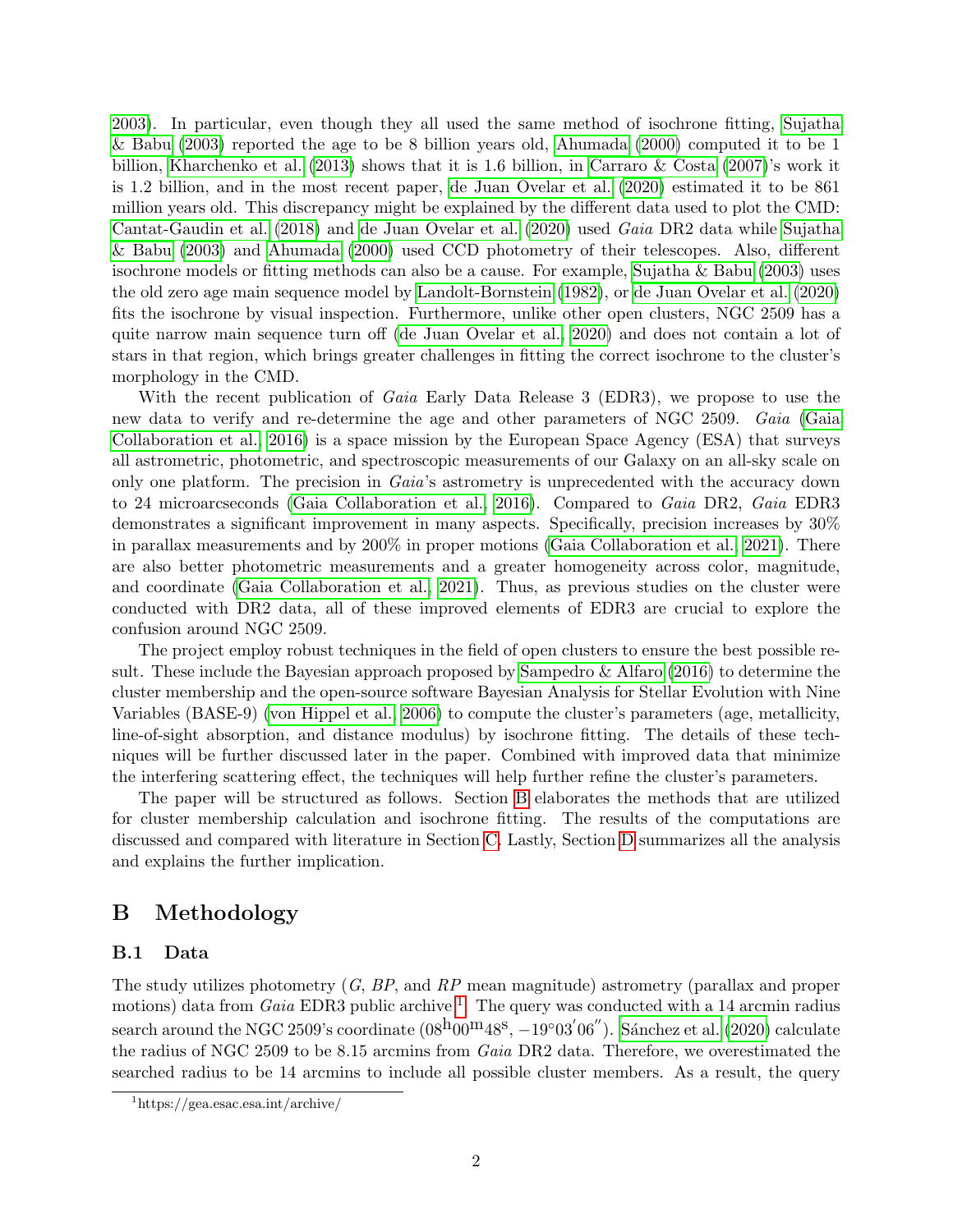2003). In particular, even though they all used the same method of isochrone fitting, Sujatha & Babu (2003) reported the age to be 8 billion years old, Ahumada (2000) computed it to be 1 billion, Kharchenko et al. (2013) shows that it is 1.6 billion, in Carraro & Costa (2007)'s work it is 1.2 billion, and in the most recent paper, de Juan Ovelar et al. (2020) estimated it to be 861 million years old. This discrepancy might be explained by the different data used to plot the CMD: Cantat-Gaudin et al. (2018) and de Juan Ovelar et al. (2020) used *Gaia* DR2 data while Sujatha & Babu (2003) and Ahumada (2000) used CCD photometry of their telescopes. Also, different isochrone models or fitting methods can also be a cause. For example, Sujatha & Babu (2003) uses the old zero age main sequence model by Landolt-Bornstein (1982), or de Juan Ovelar et al. (2020) fits the isochrone by visual inspection. Furthermore, unlike other open clusters, NGC 2509 has a quite narrow main sequence turn off (de Juan Ovelar et al., 2020) and does not contain a lot of stars in that region, which brings greater challenges in fitting the correct isochrone to the cluster's morphology in the CMD.

With the recent publication of *Gaia* Early Data Release 3 (EDR3), we propose to use the new data to verify and re-determine the age and other parameters of NGC 2509. *Gaia* (Gaia Collaboration et al., 2016) is a space mission by the European Space Agency (ESA) that surveys all astrometric, photometric, and spectroscopic measurements of our Galaxy on an all-sky scale on only one platform. The precision in *Gaia*'s astrometry is unprecedented with the accuracy down to 24 microarcseconds (Gaia Collaboration et al., 2016). Compared to *Gaia* DR2, *Gaia* EDR3 demonstrates a significant improvement in many aspects. Specifically, precision increases by 30% in parallax measurements and by 200% in proper motions (Gaia Collaboration et al., 2021). There are also better photometric measurements and a greater homogeneity across color, magnitude, and coordinate (Gaia Collaboration et al., 2021). Thus, as previous studies on the cluster were conducted with DR2 data, all of these improved elements of EDR3 are crucial to explore the confusion around NGC 2509.

The project employ robust techniques in the field of open clusters to ensure the best possible result. These include the Bayesian approach proposed by Sampedro & Alfaro (2016) to determine the cluster membership and the open-source software Bayesian Analysis for Stellar Evolution with Nine Variables (BASE-9) (von Hippel et al., 2006) to compute the cluster's parameters (age, metallicity, line-of-sight absorption, and distance modulus) by isochrone fitting. The details of these techniques will be further discussed later in the paper. Combined with improved data that minimize the interfering scattering effect, the techniques will help further refine the cluster's parameters.

The paper will be structured as follows. Section B elaborates the methods that are utilized for cluster membership calculation and isochrone fitting. The results of the computations are discussed and compared with literature in Section C. Lastly, Section D summarizes all the analysis and explains the further implication.

# B Methodology

## B.1 Data

The study utilizes photometry ($G$, $BP$, and $RP$ mean magnitude) astrometry (parallax and proper motions) data from *Gaia* EDR3 public archive [1]. The query was conducted with a 14 arcmin radius search around the NGC 2509's coordinate ($08^{\mathrm{h}}00^{\mathrm{m}}48^{\mathrm{s}}$, $-19^{\circ}03'06''$). Sánchez et al. (2020) calculate the radius of NGC 2509 to be 8.15 arcmins from *Gaia* DR2 data. Therefore, we overestimated the searched radius to be 14 arcmins to include all possible cluster members. As a result, the query

[1] https://gea.esac.esa.int/archive/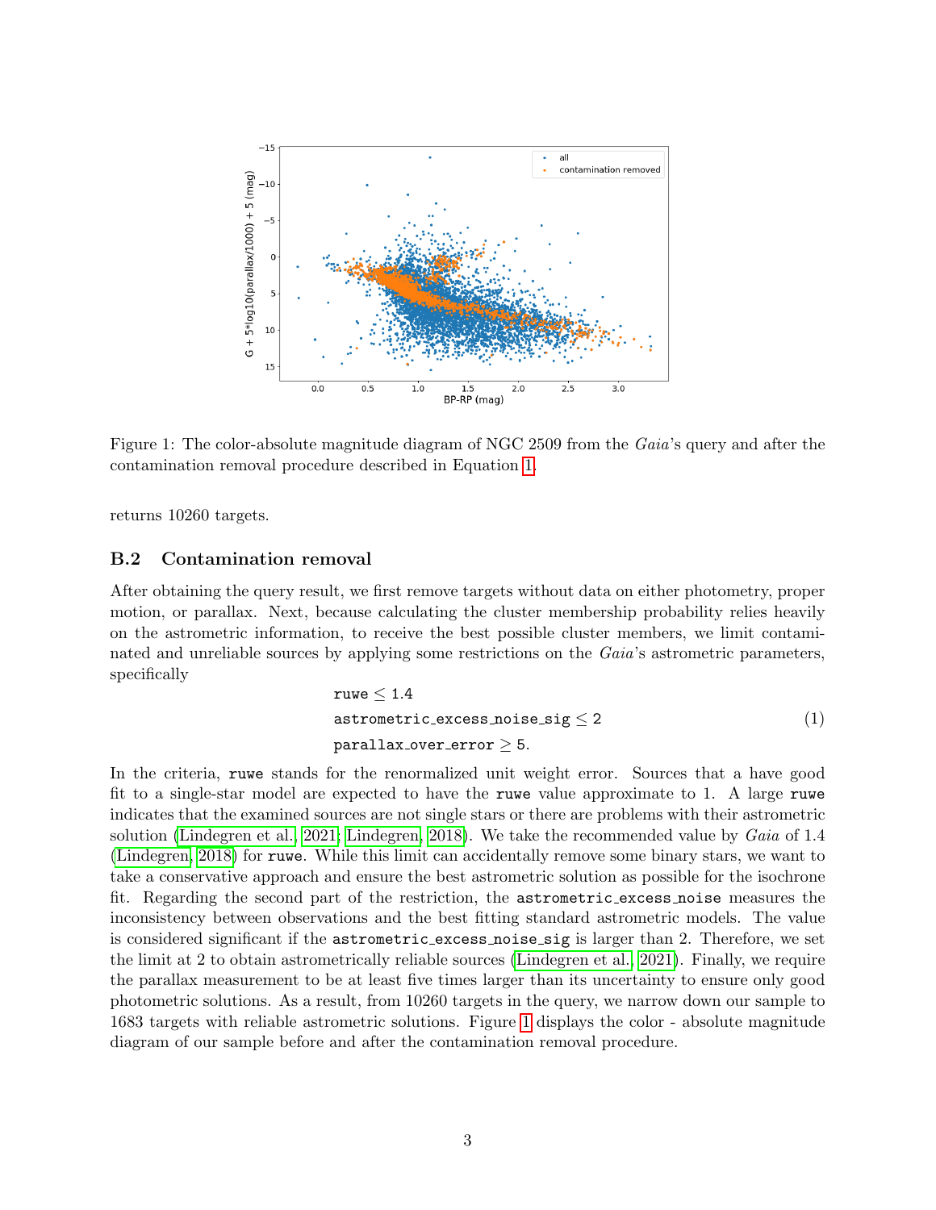Figure 1: The color-absolute magnitude diagram of NGC 2509 from the *Gaia*'s query and after the contamination removal procedure described in Equation 1.

returns 10260 targets.

## B.2 Contamination removal

After obtaining the query result, we first remove targets without data on either photometry, proper motion, or parallax. Next, because calculating the cluster membership probability relies heavily on the astrometric information, to receive the best possible cluster members, we limit contaminated and unreliable sources by applying some restrictions on the *Gaia*'s astrometric parameters, specifically

$$\begin{aligned} &\texttt{ruwe} \leq 1.4 \\ &\texttt{astrometric\_excess\_noise\_sig} \leq 2 \\ &\texttt{parallax\_over\_error} \geq 5. \end{aligned} \tag{1}$$

In the criteria, `ruwe` stands for the renormalized unit weight error. Sources that a have good fit to a single-star model are expected to have the `ruwe` value approximate to 1. A large `ruwe` indicates that the examined sources are not single stars or there are problems with their astrometric solution (Lindegren et al. 2021; Lindegren 2018). We take the recommended value by *Gaia* of 1.4 (Lindegren 2018) for `ruwe`. While this limit can accidentally remove some binary stars, we want to take a conservative approach and ensure the best astrometric solution as possible for the isochrone fit. Regarding the second part of the restriction, the `astrometric_excess_noise` measures the inconsistency between observations and the best fitting standard astrometric models. The value is considered significant if the `astrometric_excess_noise_sig` is larger than 2. Therefore, we set the limit at 2 to obtain astrometrically reliable sources (Lindegren et al. 2021). Finally, we require the parallax measurement to be at least five times larger than its uncertainty to ensure only good photometric solutions. As a result, from 10260 targets in the query, we narrow down our sample to 1683 targets with reliable astrometric solutions. Figure 1 displays the color - absolute magnitude diagram of our sample before and after the contamination removal procedure.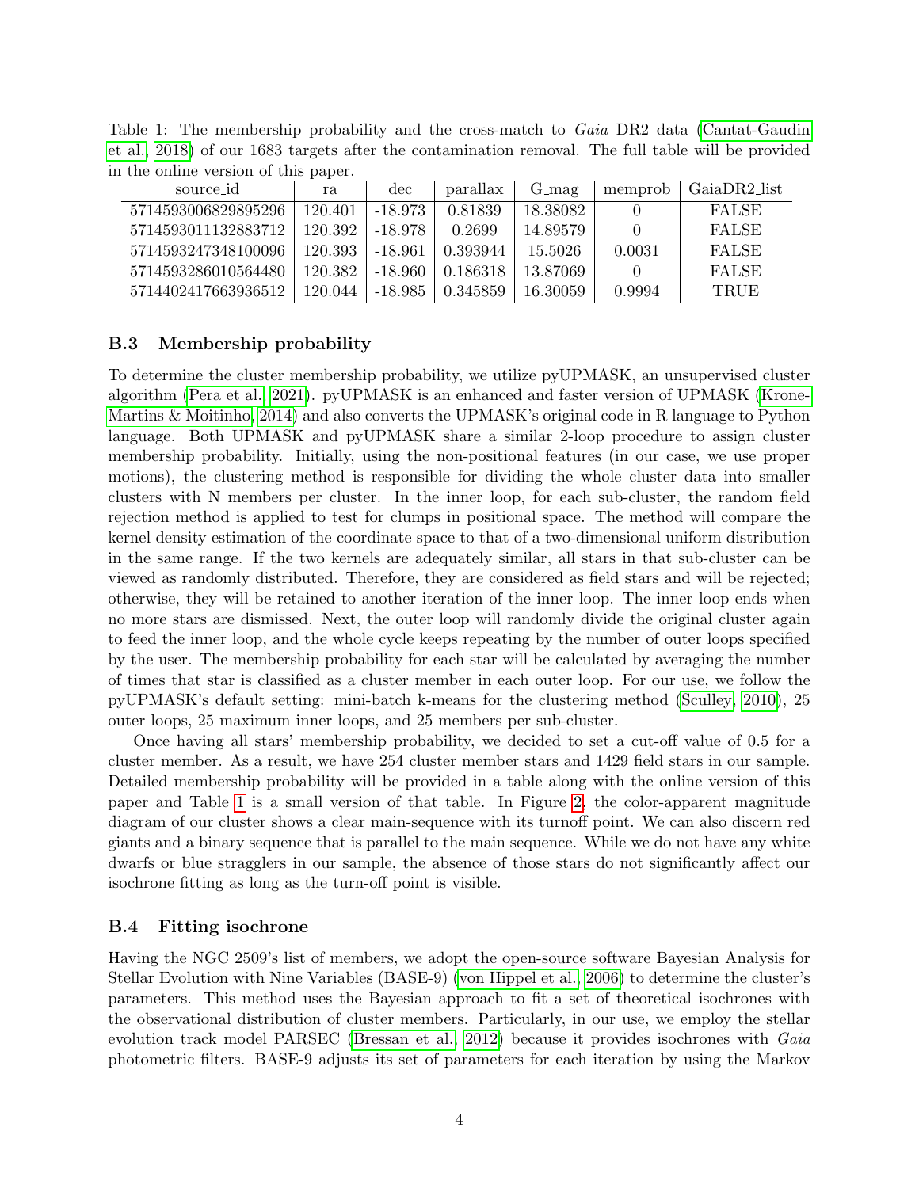Table 1: The membership probability and the cross-match to *Gaia* DR2 data (Cantat-Gaudin et al., 2018) of our 1683 targets after the contamination removal. The full table will be provided in the online version of this paper.

| source_id | ra | dec | parallax | G_mag | memprob | GaiaDR2_list |
|---|---|---|---|---|---|---|
| 5714593006829895296 | 120.401 | -18.973 | 0.81839 | 18.38082 | 0 | FALSE |
| 5714593011132883712 | 120.392 | -18.978 | 0.2699 | 14.89579 | 0 | FALSE |
| 5714593247348100096 | 120.393 | -18.961 | 0.393944 | 15.5026 | 0.0031 | FALSE |
| 5714593286010564480 | 120.382 | -18.960 | 0.186318 | 13.87069 | 0 | FALSE |
| 5714402417663936512 | 120.044 | -18.985 | 0.345859 | 16.30059 | 0.9994 | TRUE |

### B.3 Membership probability

To determine the cluster membership probability, we utilize pyUPMASK, an unsupervised cluster algorithm (Pera et al., 2021). pyUPMASK is an enhanced and faster version of UPMASK (Krone-Martins & Moitinho, 2014) and also converts the UPMASK's original code in R language to Python language. Both UPMASK and pyUPMASK share a similar 2-loop procedure to assign cluster membership probability. Initially, using the non-positional features (in our case, we use proper motions), the clustering method is responsible for dividing the whole cluster data into smaller clusters with N members per cluster. In the inner loop, for each sub-cluster, the random field rejection method is applied to test for clumps in positional space. The method will compare the kernel density estimation of the coordinate space to that of a two-dimensional uniform distribution in the same range. If the two kernels are adequately similar, all stars in that sub-cluster can be viewed as randomly distributed. Therefore, they are considered as field stars and will be rejected; otherwise, they will be retained to another iteration of the inner loop. The inner loop ends when no more stars are dismissed. Next, the outer loop will randomly divide the original cluster again to feed the inner loop, and the whole cycle keeps repeating by the number of outer loops specified by the user. The membership probability for each star will be calculated by averaging the number of times that star is classified as a cluster member in each outer loop. For our use, we follow the pyUPMASK's default setting: mini-batch k-means for the clustering method (Sculley, 2010), 25 outer loops, 25 maximum inner loops, and 25 members per sub-cluster.

Once having all stars' membership probability, we decided to set a cut-off value of 0.5 for a cluster member. As a result, we have 254 cluster member stars and 1429 field stars in our sample. Detailed membership probability will be provided in a table along with the online version of this paper and Table 1 is a small version of that table. In Figure 2, the color-apparent magnitude diagram of our cluster shows a clear main-sequence with its turnoff point. We can also discern red giants and a binary sequence that is parallel to the main sequence. While we do not have any white dwarfs or blue stragglers in our sample, the absence of those stars do not significantly affect our isochrone fitting as long as the turn-off point is visible.

### B.4 Fitting isochrone

Having the NGC 2509's list of members, we adopt the open-source software Bayesian Analysis for Stellar Evolution with Nine Variables (BASE-9) (von Hippel et al., 2006) to determine the cluster's parameters. This method uses the Bayesian approach to fit a set of theoretical isochrones with the observational distribution of cluster members. Particularly, in our use, we employ the stellar evolution track model PARSEC (Bressan et al., 2012) because it provides isochrones with *Gaia* photometric filters. BASE-9 adjusts its set of parameters for each iteration by using the Markov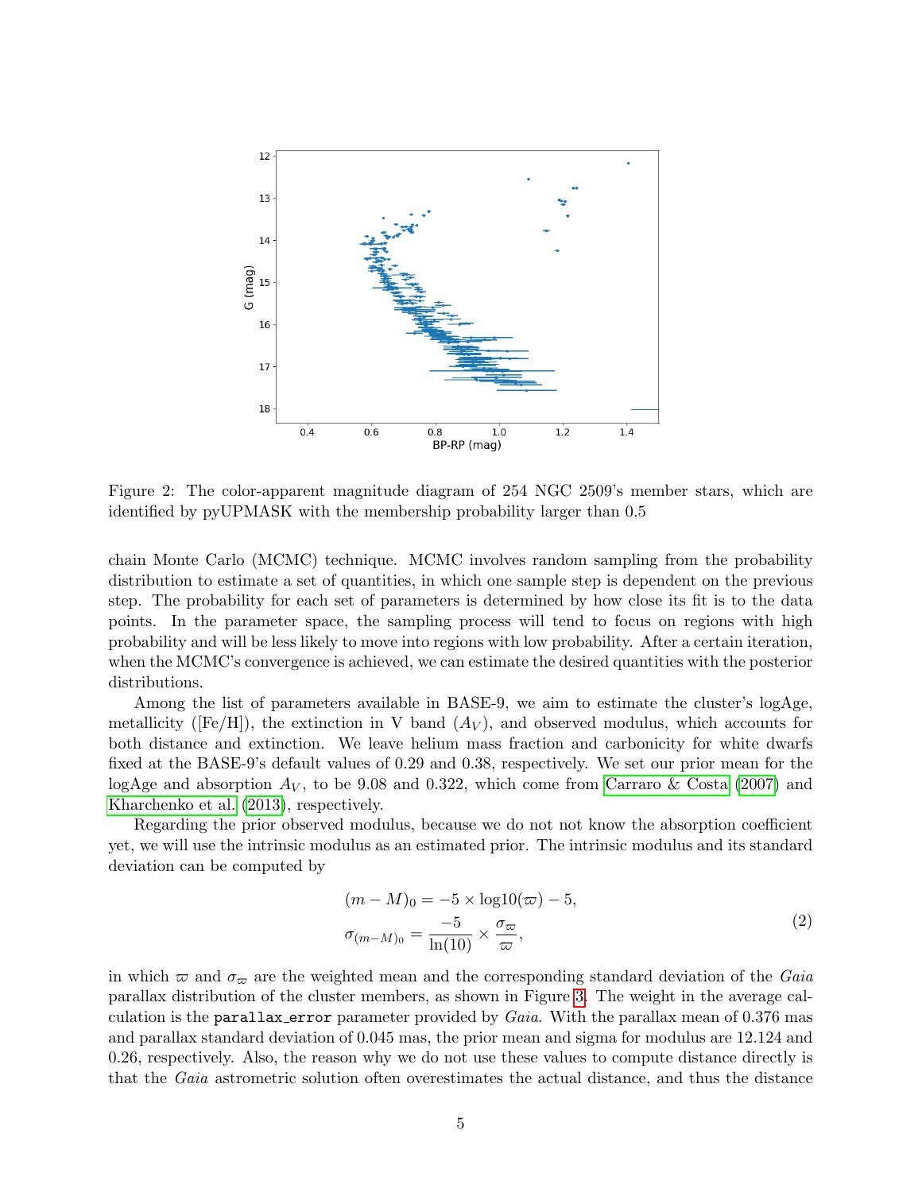Figure 2: The color-apparent magnitude diagram of 254 NGC 2509's member stars, which are identified by pyUPMASK with the membership probability larger than 0.5

chain Monte Carlo (MCMC) technique. MCMC involves random sampling from the probability distribution to estimate a set of quantities, in which one sample step is dependent on the previous step. The probability for each set of parameters is determined by how close its fit is to the data points. In the parameter space, the sampling process will tend to focus on regions with high probability and will be less likely to move into regions with low probability. After a certain iteration, when the MCMC's convergence is achieved, we can estimate the desired quantities with the posterior distributions.

Among the list of parameters available in BASE-9, we aim to estimate the cluster's logAge, metallicity ([Fe/H]), the extinction in V band ($A_V$), and observed modulus, which accounts for both distance and extinction. We leave helium mass fraction and carbonicity for white dwarfs fixed at the BASE-9's default values of 0.29 and 0.38, respectively. We set our prior mean for the logAge and absorption $A_V$, to be 9.08 and 0.322, which come from Carraro & Costa (2007) and Kharchenko et al. (2013), respectively.

Regarding the prior observed modulus, because we do not not know the absorption coefficient yet, we will use the intrinsic modulus as an estimated prior. The intrinsic modulus and its standard deviation can be computed by

$$
\begin{aligned}
(m-M)_0 &= -5 \times \log10(\varpi) - 5, \\
\sigma_{(m-M)_0} &= \frac{-5}{\ln(10)} \times \frac{\sigma_\varpi}{\varpi},
\end{aligned}
\tag{2}
$$

in which $\varpi$ and $\sigma_\varpi$ are the weighted mean and the corresponding standard deviation of the *Gaia* parallax distribution of the cluster members, as shown in Figure 3. The weight in the average calculation is the `parallax_error` parameter provided by *Gaia*. With the parallax mean of 0.376 mas and parallax standard deviation of 0.045 mas, the prior mean and sigma for modulus are 12.124 and 0.26, respectively. Also, the reason why we do not use these values to compute distance directly is that the *Gaia* astrometric solution often overestimates the actual distance, and thus the distance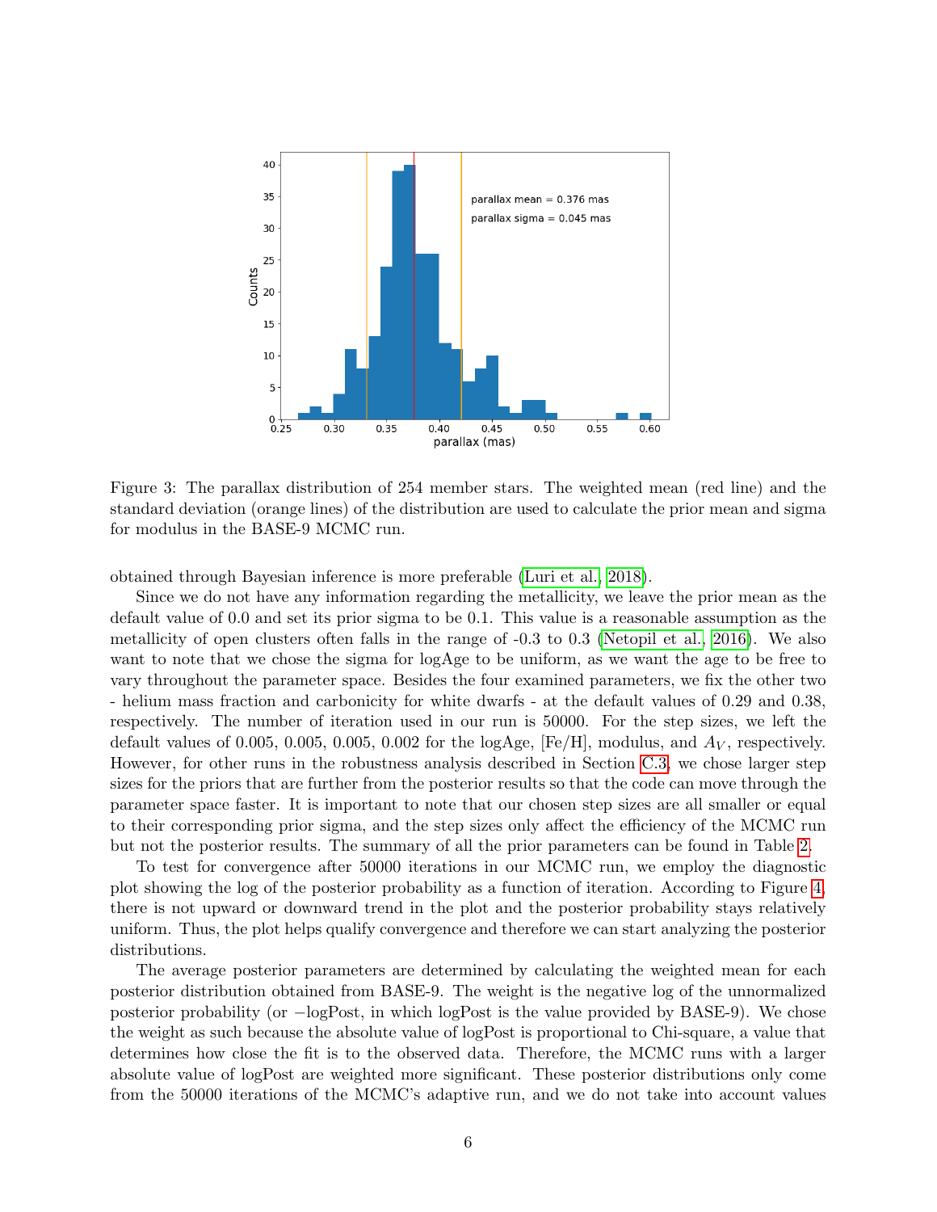Figure 3: The parallax distribution of 254 member stars. The weighted mean (red line) and the standard deviation (orange lines) of the distribution are used to calculate the prior mean and sigma for modulus in the BASE-9 MCMC run.

obtained through Bayesian inference is more preferable (Luri et al., 2018).

Since we do not have any information regarding the metallicity, we leave the prior mean as the default value of 0.0 and set its prior sigma to be 0.1. This value is a reasonable assumption as the metallicity of open clusters often falls in the range of -0.3 to 0.3 (Netopil et al., 2016). We also want to note that we chose the sigma for logAge to be uniform, as we want the age to be free to vary throughout the parameter space. Besides the four examined parameters, we fix the other two - helium mass fraction and carbonicity for white dwarfs - at the default values of 0.29 and 0.38, respectively. The number of iteration used in our run is 50000. For the step sizes, we left the default values of 0.005, 0.005, 0.005, 0.002 for the logAge, [Fe/H], modulus, and $A_V$, respectively. However, for other runs in the robustness analysis described in Section C.3, we chose larger step sizes for the priors that are further from the posterior results so that the code can move through the parameter space faster. It is important to note that our chosen step sizes are all smaller or equal to their corresponding prior sigma, and the step sizes only affect the efficiency of the MCMC run but not the posterior results. The summary of all the prior parameters can be found in Table 2.

To test for convergence after 50000 iterations in our MCMC run, we employ the diagnostic plot showing the log of the posterior probability as a function of iteration. According to Figure 4, there is not upward or downward trend in the plot and the posterior probability stays relatively uniform. Thus, the plot helps qualify convergence and therefore we can start analyzing the posterior distributions.

The average posterior parameters are determined by calculating the weighted mean for each posterior distribution obtained from BASE-9. The weight is the negative log of the unnormalized posterior probability (or $-$logPost, in which logPost is the value provided by BASE-9). We chose the weight as such because the absolute value of logPost is proportional to Chi-square, a value that determines how close the fit is to the observed data. Therefore, the MCMC runs with a larger absolute value of logPost are weighted more significant. These posterior distributions only come from the 50000 iterations of the MCMC's adaptive run, and we do not take into account values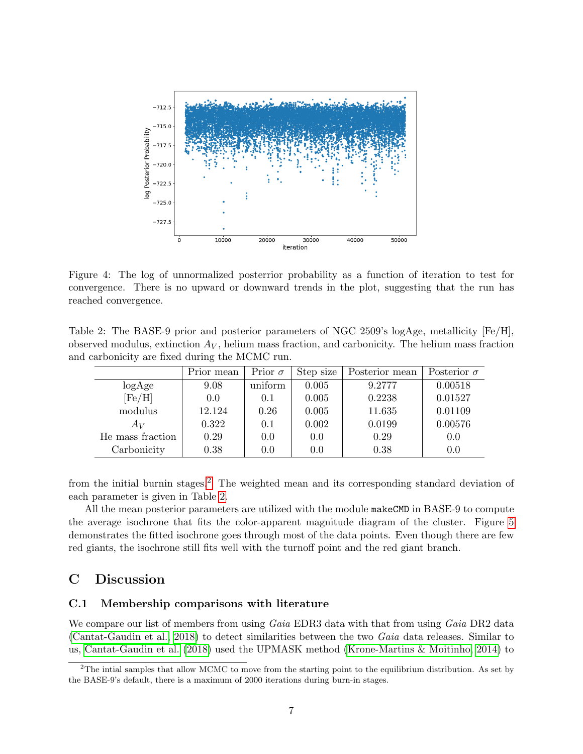Figure 4: The log of unnormalized posterrior probability as a function of iteration to test for convergence. There is no upward or downward trends in the plot, suggesting that the run has reached convergence.

Table 2: The BASE-9 prior and posterior parameters of NGC 2509's logAge, metallicity [Fe/H], observed modulus, extinction $A_V$, helium mass fraction, and carbonicity. The helium mass fraction and carbonicity are fixed during the MCMC run.

| | Prior mean | Prior $\sigma$ | Step size | Posterior mean | Posterior $\sigma$ |
|---|---|---|---|---|---|
| logAge | 9.08 | uniform | 0.005 | 9.2777 | 0.00518 |
| [Fe/H] | 0.0 | 0.1 | 0.005 | 0.2238 | 0.01527 |
| modulus | 12.124 | 0.26 | 0.005 | 11.635 | 0.01109 |
| $A_V$ | 0.322 | 0.1 | 0.002 | 0.0199 | 0.00576 |
| He mass fraction | 0.29 | 0.0 | 0.0 | 0.29 | 0.0 |
| Carbonicity | 0.38 | 0.0 | 0.0 | 0.38 | 0.0 |

from the initial burnin stages.[2] The weighted mean and its corresponding standard deviation of each parameter is given in Table 2.

All the mean posterior parameters are utilized with the module `makeCMD` in BASE-9 to compute the average isochrone that fits the color-apparent magnitude diagram of the cluster. Figure 5 demonstrates the fitted isochrone goes through most of the data points. Even though there are few red giants, the isochrone still fits well with the turnoff point and the red giant branch.

# C Discussion

## C.1 Membership comparisons with literature

We compare our list of members from using *Gaia* EDR3 data with that from using *Gaia* DR2 data (Cantat-Gaudin et al. 2018) to detect similarities between the two *Gaia* data releases. Similar to us, Cantat-Gaudin et al. (2018) used the UPMASK method (Krone-Martins & Moitinho 2014) to

[2] The intial samples that allow MCMC to move from the starting point to the equilibrium distribution. As set by the BASE-9's default, there is a maximum of 2000 iterations during burn-in stages.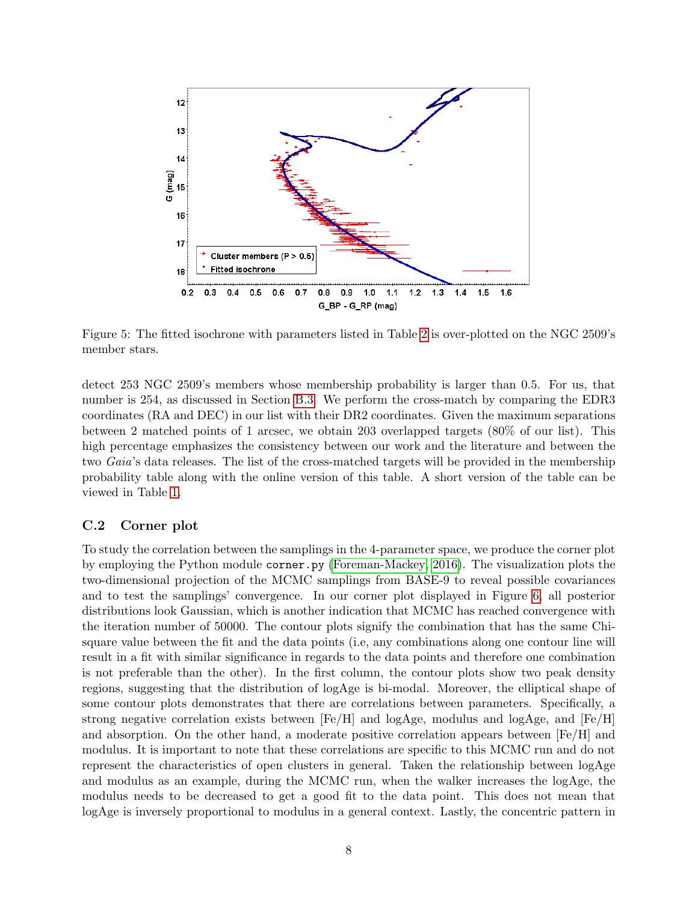Figure 5: The fitted isochrone with parameters listed in Table 2 is over-plotted on the NGC 2509's member stars.

detect 253 NGC 2509's members whose membership probability is larger than 0.5. For us, that number is 254, as discussed in Section B.3. We perform the cross-match by comparing the EDR3 coordinates (RA and DEC) in our list with their DR2 coordinates. Given the maximum separations between 2 matched points of 1 arcsec, we obtain 203 overlapped targets (80% of our list). This high percentage emphasizes the consistency between our work and the literature and between the two *Gaia*'s data releases. The list of the cross-matched targets will be provided in the membership probability table along with the online version of this table. A short version of the table can be viewed in Table 1.

### C.2 Corner plot

To study the correlation between the samplings in the 4-parameter space, we produce the corner plot by employing the Python module `corner.py` (Foreman-Mackey, 2016). The visualization plots the two-dimensional projection of the MCMC samplings from BASE-9 to reveal possible covariances and to test the samplings' convergence. In our corner plot displayed in Figure 6, all posterior distributions look Gaussian, which is another indication that MCMC has reached convergence with the iteration number of 50000. The contour plots signify the combination that has the same Chi-square value between the fit and the data points (i.e, any combinations along one contour line will result in a fit with similar significance in regards to the data points and therefore one combination is not preferable than the other). In the first column, the contour plots show two peak density regions, suggesting that the distribution of logAge is bi-modal. Moreover, the elliptical shape of some contour plots demonstrates that there are correlations between parameters. Specifically, a strong negative correlation exists between [Fe/H] and logAge, modulus and logAge, and [Fe/H] and absorption. On the other hand, a moderate positive correlation appears between [Fe/H] and modulus. It is important to note that these correlations are specific to this MCMC run and do not represent the characteristics of open clusters in general. Taken the relationship between logAge and modulus as an example, during the MCMC run, when the walker increases the logAge, the modulus needs to be decreased to get a good fit to the data point. This does not mean that logAge is inversely proportional to modulus in a general context. Lastly, the concentric pattern in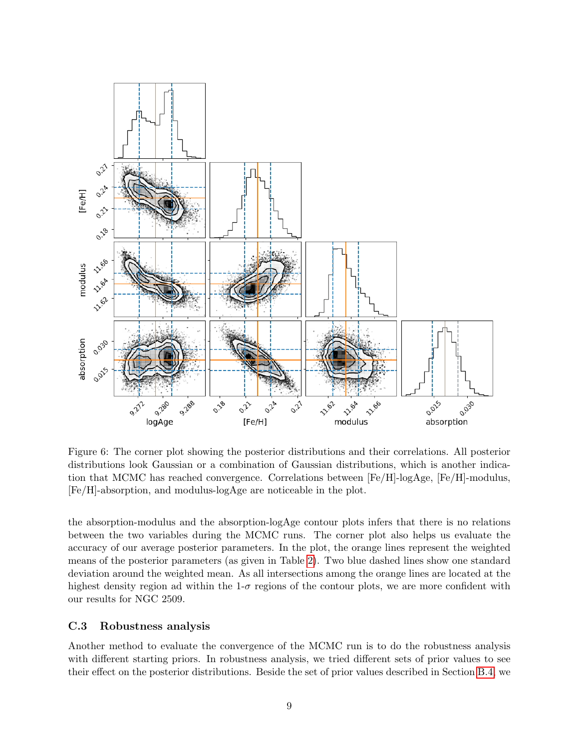Figure 6: The corner plot showing the posterior distributions and their correlations. All posterior distributions look Gaussian or a combination of Gaussian distributions, which is another indication that MCMC has reached convergence. Correlations between [Fe/H]-logAge, [Fe/H]-modulus, [Fe/H]-absorption, and modulus-logAge are noticeable in the plot.

the absorption-modulus and the absorption-logAge contour plots infers that there is no relations between the two variables during the MCMC runs. The corner plot also helps us evaluate the accuracy of our average posterior parameters. In the plot, the orange lines represent the weighted means of the posterior parameters (as given in Table 2). Two blue dashed lines show one standard deviation around the weighted mean. As all intersections among the orange lines are located at the highest density region ad within the 1-$\sigma$ regions of the contour plots, we are more confident with our results for NGC 2509.

### C.3 Robustness analysis

Another method to evaluate the convergence of the MCMC run is to do the robustness analysis with different starting priors. In robustness analysis, we tried different sets of prior values to see their effect on the posterior distributions. Beside the set of prior values described in Section B.4, we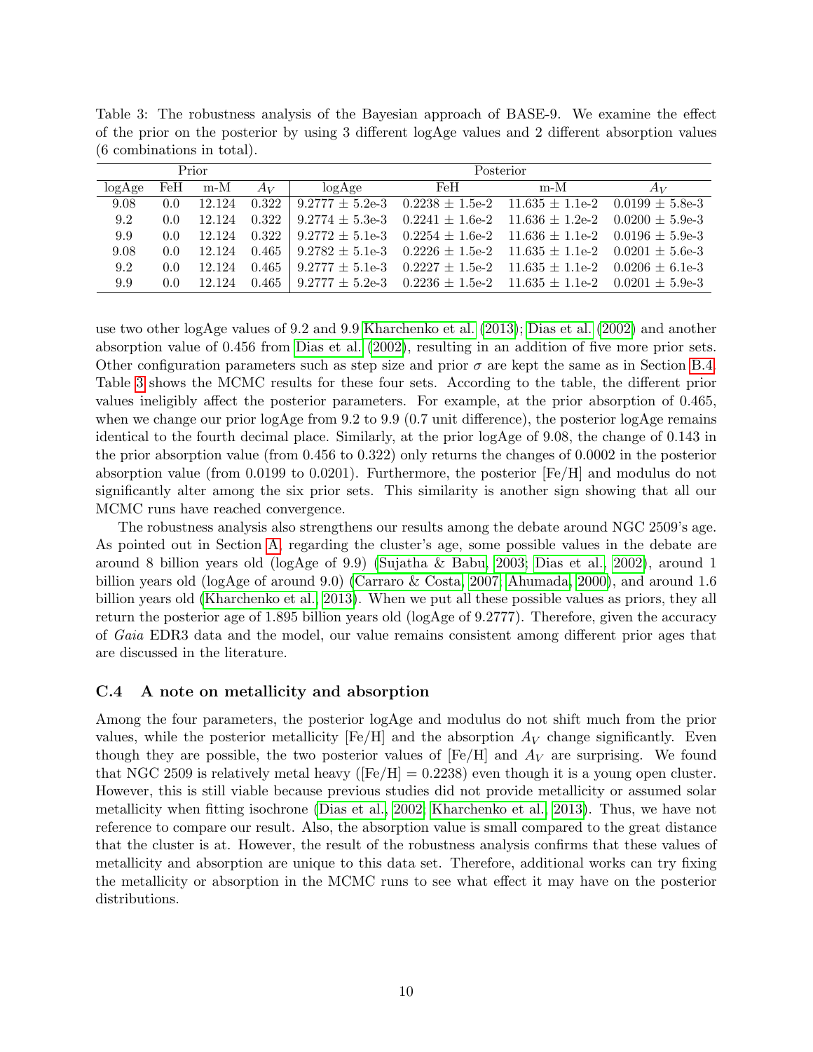Table 3: The robustness analysis of the Bayesian approach of BASE-9. We examine the effect of the prior on the posterior by using 3 different logAge values and 2 different absorption values (6 combinations in total).

| Prior | | | | Posterior | | | |
|---|---|---|---|---|---|---|---|
| logAge | FeH | m-M | $A_V$ | logAge | FeH | m-M | $A_V$ |
| 9.08 | 0.0 | 12.124 | 0.322 | 9.2777 ± 5.2e-3 | 0.2238 ± 1.5e-2 | 11.635 ± 1.1e-2 | 0.0199 ± 5.8e-3 |
| 9.2 | 0.0 | 12.124 | 0.322 | 9.2774 ± 5.3e-3 | 0.2241 ± 1.6e-2 | 11.636 ± 1.2e-2 | 0.0200 ± 5.9e-3 |
| 9.9 | 0.0 | 12.124 | 0.322 | 9.2772 ± 5.1e-3 | 0.2254 ± 1.6e-2 | 11.636 ± 1.1e-2 | 0.0196 ± 5.9e-3 |
| 9.08 | 0.0 | 12.124 | 0.465 | 9.2782 ± 5.1e-3 | 0.2226 ± 1.5e-2 | 11.635 ± 1.1e-2 | 0.0201 ± 5.6e-3 |
| 9.2 | 0.0 | 12.124 | 0.465 | 9.2777 ± 5.1e-3 | 0.2227 ± 1.5e-2 | 11.635 ± 1.1e-2 | 0.0206 ± 6.1e-3 |
| 9.9 | 0.0 | 12.124 | 0.465 | 9.2777 ± 5.2e-3 | 0.2236 ± 1.5e-2 | 11.635 ± 1.1e-2 | 0.0201 ± 5.9e-3 |

use two other logAge values of 9.2 and 9.9 Kharchenko et al. (2013); Dias et al. (2002) and another absorption value of 0.456 from Dias et al. (2002), resulting in an addition of five more prior sets. Other configuration parameters such as step size and prior $\sigma$ are kept the same as in Section B.4. Table 3 shows the MCMC results for these four sets. According to the table, the different prior values ineligibly affect the posterior parameters. For example, at the prior absorption of 0.465, when we change our prior logAge from 9.2 to 9.9 (0.7 unit difference), the posterior logAge remains identical to the fourth decimal place. Similarly, at the prior logAge of 9.08, the change of 0.143 in the prior absorption value (from 0.456 to 0.322) only returns the changes of 0.0002 in the posterior absorption value (from 0.0199 to 0.0201). Furthermore, the posterior [Fe/H] and modulus do not significantly alter among the six prior sets. This similarity is another sign showing that all our MCMC runs have reached convergence.

The robustness analysis also strengthens our results among the debate around NGC 2509's age. As pointed out in Section A, regarding the cluster's age, some possible values in the debate are around 8 billion years old (logAge of 9.9) (Sujatha & Babu, 2003; Dias et al., 2002), around 1 billion years old (logAge of around 9.0) (Carraro & Costa, 2007; Ahumada, 2000), and around 1.6 billion years old (Kharchenko et al., 2013). When we put all these possible values as priors, they all return the posterior age of 1.895 billion years old (logAge of 9.2777). Therefore, given the accuracy of *Gaia* EDR3 data and the model, our value remains consistent among different prior ages that are discussed in the literature.

### C.4 A note on metallicity and absorption

Among the four parameters, the posterior logAge and modulus do not shift much from the prior values, while the posterior metallicity [Fe/H] and the absorption $A_V$ change significantly. Even though they are possible, the two posterior values of [Fe/H] and $A_V$ are surprising. We found that NGC 2509 is relatively metal heavy ([Fe/H] = 0.2238) even though it is a young open cluster. However, this is still viable because previous studies did not provide metallicity or assumed solar metallicity when fitting isochrone (Dias et al., 2002; Kharchenko et al., 2013). Thus, we have not reference to compare our result. Also, the absorption value is small compared to the great distance that the cluster is at. However, the result of the robustness analysis confirms that these values of metallicity and absorption are unique to this data set. Therefore, additional works can try fixing the metallicity or absorption in the MCMC runs to see what effect it may have on the posterior distributions.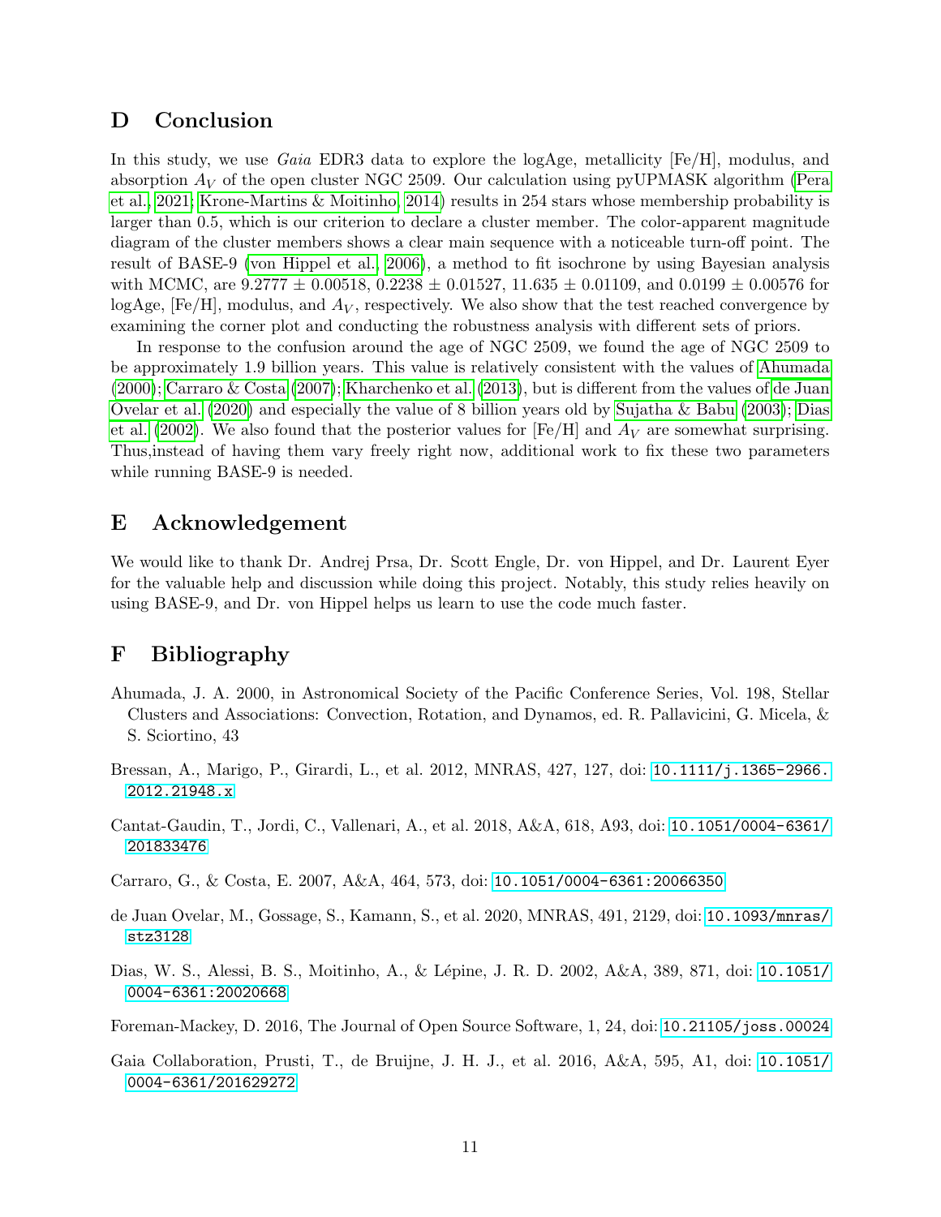## D Conclusion

In this study, we use *Gaia* EDR3 data to explore the logAge, metallicity [Fe/H], modulus, and absorption $A_V$ of the open cluster NGC 2509. Our calculation using pyUPMASK algorithm (Pera et al. 2021; Krone-Martins & Moitinho 2014) results in 254 stars whose membership probability is larger than 0.5, which is our criterion to declare a cluster member. The color-apparent magnitude diagram of the cluster members shows a clear main sequence with a noticeable turn-off point. The result of BASE-9 (von Hippel et al. 2006), a method to fit isochrone by using Bayesian analysis with MCMC, are $9.2777 \pm 0.00518$, $0.2238 \pm 0.01527$, $11.635 \pm 0.01109$, and $0.0199 \pm 0.00576$ for logAge, [Fe/H], modulus, and $A_V$, respectively. We also show that the test reached convergence by examining the corner plot and conducting the robustness analysis with different sets of priors.

In response to the confusion around the age of NGC 2509, we found the age of NGC 2509 to be approximately 1.9 billion years. This value is relatively consistent with the values of Ahumada (2000); Carraro & Costa (2007); Kharchenko et al. (2013), but is different from the values of de Juan Ovelar et al. (2020) and especially the value of 8 billion years old by Sujatha & Babu (2003); Dias et al. (2002). We also found that the posterior values for [Fe/H] and $A_V$ are somewhat surprising. Thus,instead of having them vary freely right now, additional work to fix these two parameters while running BASE-9 is needed.

## E Acknowledgement

We would like to thank Dr. Andrej Prsa, Dr. Scott Engle, Dr. von Hippel, and Dr. Laurent Eyer for the valuable help and discussion while doing this project. Notably, this study relies heavily on using BASE-9, and Dr. von Hippel helps us learn to use the code much faster.

## F Bibliography

Ahumada, J. A. 2000, in Astronomical Society of the Pacific Conference Series, Vol. 198, Stellar Clusters and Associations: Convection, Rotation, and Dynamos, ed. R. Pallavicini, G. Micela, & S. Sciortino, 43

Bressan, A., Marigo, P., Girardi, L., et al. 2012, MNRAS, 427, 127, doi: 10.1111/j.1365-2966.2012.21948.x

Cantat-Gaudin, T., Jordi, C., Vallenari, A., et al. 2018, A&A, 618, A93, doi: 10.1051/0004-6361/201833476

Carraro, G., & Costa, E. 2007, A&A, 464, 573, doi: 10.1051/0004-6361:20066350

de Juan Ovelar, M., Gossage, S., Kamann, S., et al. 2020, MNRAS, 491, 2129, doi: 10.1093/mnras/stz3128

Dias, W. S., Alessi, B. S., Moitinho, A., & Lépine, J. R. D. 2002, A&A, 389, 871, doi: 10.1051/0004-6361:20020668

Foreman-Mackey, D. 2016, The Journal of Open Source Software, 1, 24, doi: 10.21105/joss.00024

Gaia Collaboration, Prusti, T., de Bruijne, J. H. J., et al. 2016, A&A, 595, A1, doi: 10.1051/0004-6361/201629272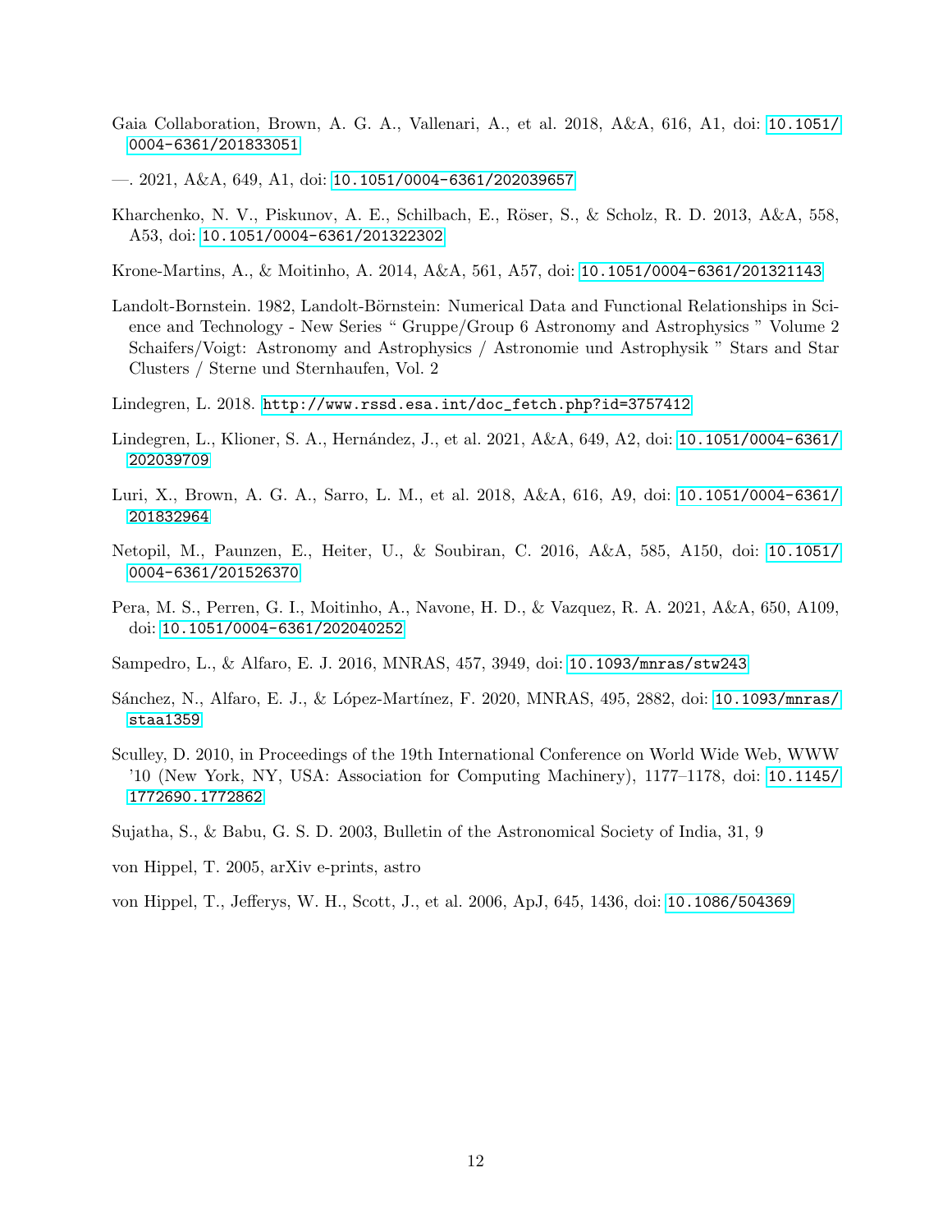Gaia Collaboration, Brown, A. G. A., Vallenari, A., et al. 2018, A&A, 616, A1, doi: 10.1051/0004-6361/201833051

—. 2021, A&A, 649, A1, doi: 10.1051/0004-6361/202039657

Kharchenko, N. V., Piskunov, A. E., Schilbach, E., Röser, S., & Scholz, R. D. 2013, A&A, 558, A53, doi: 10.1051/0004-6361/201322302

Krone-Martins, A., & Moitinho, A. 2014, A&A, 561, A57, doi: 10.1051/0004-6361/201321143

Landolt-Bornstein. 1982, Landolt-Börnstein: Numerical Data and Functional Relationships in Science and Technology - New Series " Gruppe/Group 6 Astronomy and Astrophysics " Volume 2 Schaifers/Voigt: Astronomy and Astrophysics / Astronomie und Astrophysik " Stars and Star Clusters / Sterne und Sternhaufen, Vol. 2

Lindegren, L. 2018. http://www.rssd.esa.int/doc_fetch.php?id=3757412

Lindegren, L., Klioner, S. A., Hernández, J., et al. 2021, A&A, 649, A2, doi: 10.1051/0004-6361/202039709

Luri, X., Brown, A. G. A., Sarro, L. M., et al. 2018, A&A, 616, A9, doi: 10.1051/0004-6361/201832964

Netopil, M., Paunzen, E., Heiter, U., & Soubiran, C. 2016, A&A, 585, A150, doi: 10.1051/0004-6361/201526370

Pera, M. S., Perren, G. I., Moitinho, A., Navone, H. D., & Vazquez, R. A. 2021, A&A, 650, A109, doi: 10.1051/0004-6361/202040252

Sampedro, L., & Alfaro, E. J. 2016, MNRAS, 457, 3949, doi: 10.1093/mnras/stw243

Sánchez, N., Alfaro, E. J., & López-Martínez, F. 2020, MNRAS, 495, 2882, doi: 10.1093/mnras/staa1359

Sculley, D. 2010, in Proceedings of the 19th International Conference on World Wide Web, WWW '10 (New York, NY, USA: Association for Computing Machinery), 1177–1178, doi: 10.1145/1772690.1772862

Sujatha, S., & Babu, G. S. D. 2003, Bulletin of the Astronomical Society of India, 31, 9

von Hippel, T. 2005, arXiv e-prints, astro

von Hippel, T., Jefferys, W. H., Scott, J., et al. 2006, ApJ, 645, 1436, doi: 10.1086/504369